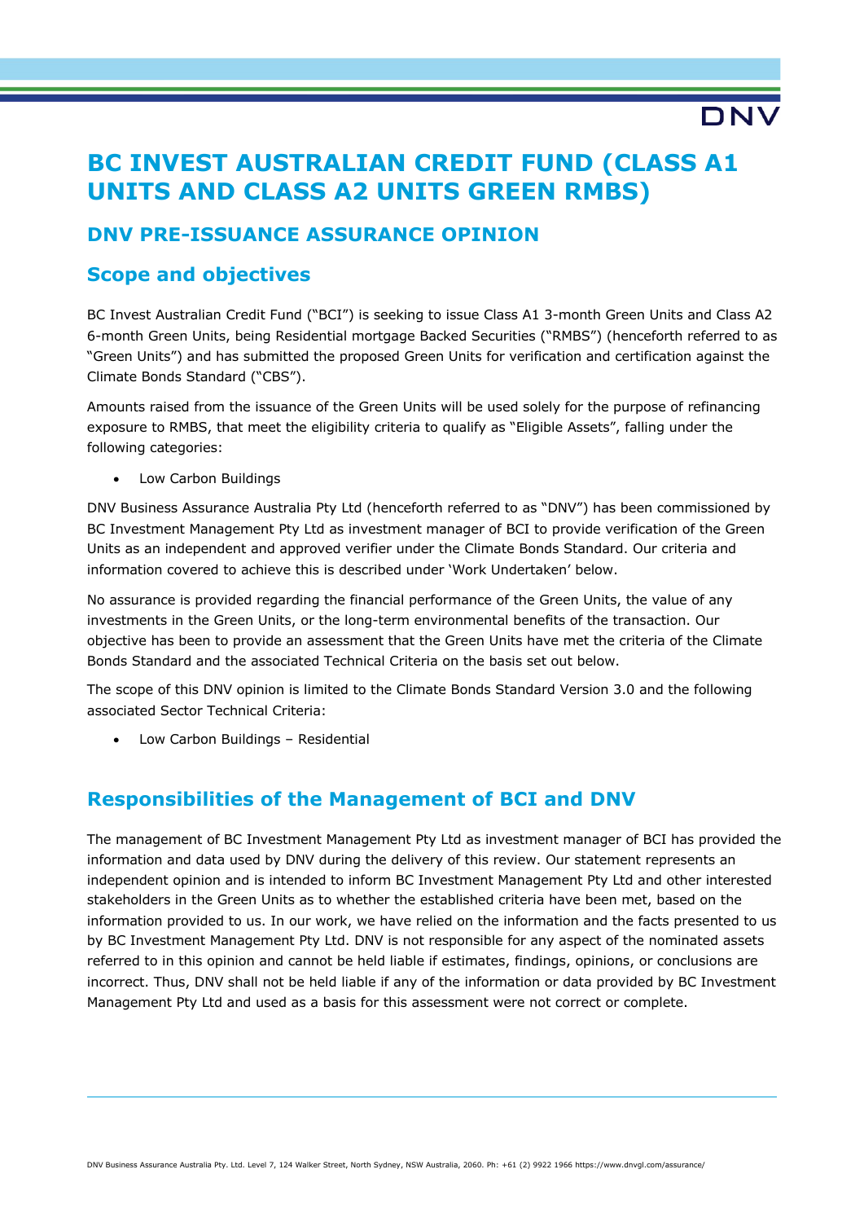# BC INVEST AUSTRALIAN CREDIT FUND (CLASS A1 UNITS AND CLASS A2 UNITS GREEN RMBS)

## DNV PRE-ISSUANCE ASSURANCE OPINION

## Scope and objectives

BC Invest Australian Credit Fund ("BCI") is seeking to issue Class A1 3-month Green Units and Class A2 6-month Green Units, being Residential mortgage Backed Securities ("RMBS") (henceforth referred to as "Green Units") and has submitted the proposed Green Units for verification and certification against the Climate Bonds Standard ("CBS").

Amounts raised from the issuance of the Green Units will be used solely for the purpose of refinancing exposure to RMBS, that meet the eligibility criteria to qualify as "Eligible Assets", falling under the following categories:

- Low Carbon Buildings

DNV Business Assurance Australia Pty Ltd (henceforth referred to as "DNV") has been commissioned by BC Investment Management Pty Ltd as investment manager of BCI to provide verification of the Green Units as an independent and approved verifier under the Climate Bonds Standard. Our criteria and information covered to achieve this is described under 'Work Undertaken' below.

No assurance is provided regarding the financial performance of the Green Units, the value of any investments in the Green Units, or the long-term environmental benefits of the transaction. Our objective has been to provide an assessment that the Green Units have met the criteria of the Climate Bonds Standard and the associated Technical Criteria on the basis set out below.

The scope of this DNV opinion is limited to the Climate Bonds Standard Version 3.0 and the following associated Sector Technical Criteria:

- Low Carbon Buildings – Residential

## Responsibilities of the Management of BCI and DNV

The management of BC Investment Management Pty Ltd as investment manager of BCI has provided the information and data used by DNV during the delivery of this review. Our statement represents an independent opinion and is intended to inform BC Investment Management Pty Ltd and other interested stakeholders in the Green Units as to whether the established criteria have been met, based on the information provided to us. In our work, we have relied on the information and the facts presented to us by BC Investment Management Pty Ltd. DNV is not responsible for any aspect of the nominated assets referred to in this opinion and cannot be held liable if estimates, findings, opinions, or conclusions are incorrect. Thus, DNV shall not be held liable if any of the information or data provided by BC Investment Management Pty Ltd and used as a basis for this assessment were not correct or complete.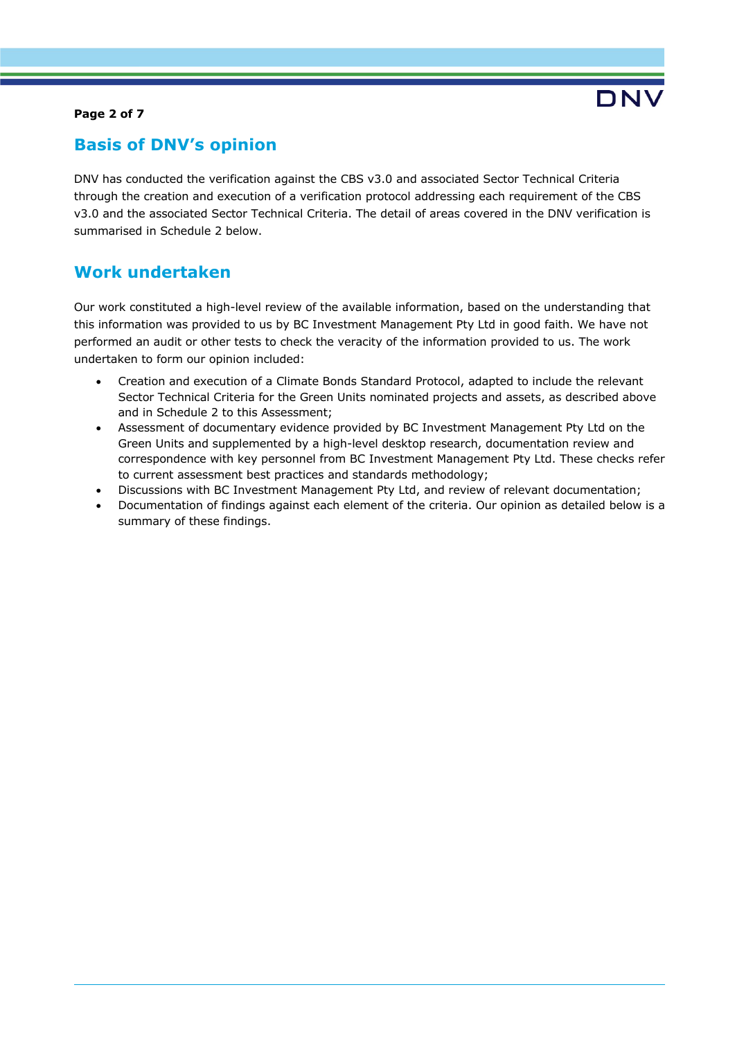## Basis of DNV's opinion

DNV has conducted the verification against the CBS v3.0 and associated Sector Technical Criteria through the creation and execution of a verification protocol addressing each requirement of the CBS v3.0 and the associated Sector Technical Criteria. The detail of areas covered in the DNV verification is summarised in Schedule 2 below.

## Work undertaken

Our work constituted a high-level review of the available information, based on the understanding that this information was provided to us by BC Investment Management Pty Ltd in good faith. We have not performed an audit or other tests to check the veracity of the information provided to us. The work undertaken to form our opinion included:

- Creation and execution of a Climate Bonds Standard Protocol, adapted to include the relevant Sector Technical Criteria for the Green Units nominated projects and assets, as described above and in Schedule 2 to this Assessment;
- Assessment of documentary evidence provided by BC Investment Management Pty Ltd on the Green Units and supplemented by a high-level desktop research, documentation review and correspondence with key personnel from BC Investment Management Pty Ltd. These checks refer to current assessment best practices and standards methodology;
- Discussions with BC Investment Management Pty Ltd, and review of relevant documentation;
- Documentation of findings against each element of the criteria. Our opinion as detailed below is a summary of these findings.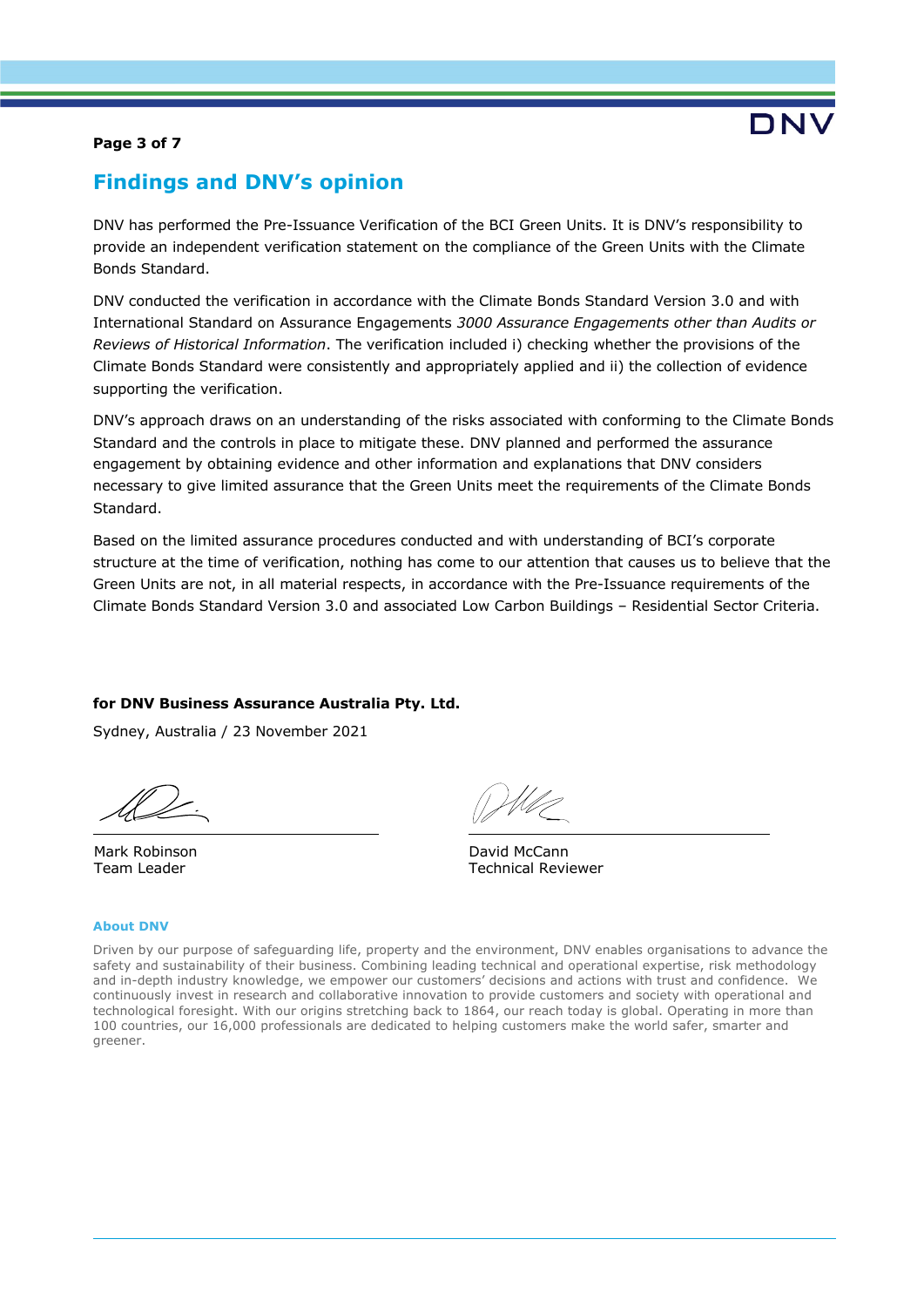## Findings and DNV's opinion

DNV has performed the Pre-Issuance Verification of the BCI Green Units. It is DNV's responsibility to provide an independent verification statement on the compliance of the Green Units with the Climate Bonds Standard.

DNV conducted the verification in accordance with the Climate Bonds Standard Version 3.0 and with International Standard on Assurance Engagements *3000 Assurance Engagements other than Audits or Reviews of Historical Information*. The verification included i) checking whether the provisions of the Climate Bonds Standard were consistently and appropriately applied and ii) the collection of evidence supporting the verification.

DNV's approach draws on an understanding of the risks associated with conforming to the Climate Bonds Standard and the controls in place to mitigate these. DNV planned and performed the assurance engagement by obtaining evidence and other information and explanations that DNV considers necessary to give limited assurance that the Green Units meet the requirements of the Climate Bonds Standard.

Based on the limited assurance procedures conducted and with understanding of BCI's corporate structure at the time of verification, nothing has come to our attention that causes us to believe that the Green Units are not, in all material respects, in accordance with the Pre-Issuance requirements of the Climate Bonds Standard Version 3.0 and associated Low Carbon Buildings – Residential Sector Criteria.

**for DNV Business Assurance Australia Pty. Ltd.**

Sydney, Australia / 23 November 2021

Mark Robinson
Team Leader

David McCann
Technical Reviewer

**About DNV**

Driven by our purpose of safeguarding life, property and the environment, DNV enables organisations to advance the safety and sustainability of their business. Combining leading technical and operational expertise, risk methodology and in-depth industry knowledge, we empower our customers' decisions and actions with trust and confidence. We continuously invest in research and collaborative innovation to provide customers and society with operational and technological foresight. With our origins stretching back to 1864, our reach today is global. Operating in more than 100 countries, our 16,000 professionals are dedicated to helping customers make the world safer, smarter and greener.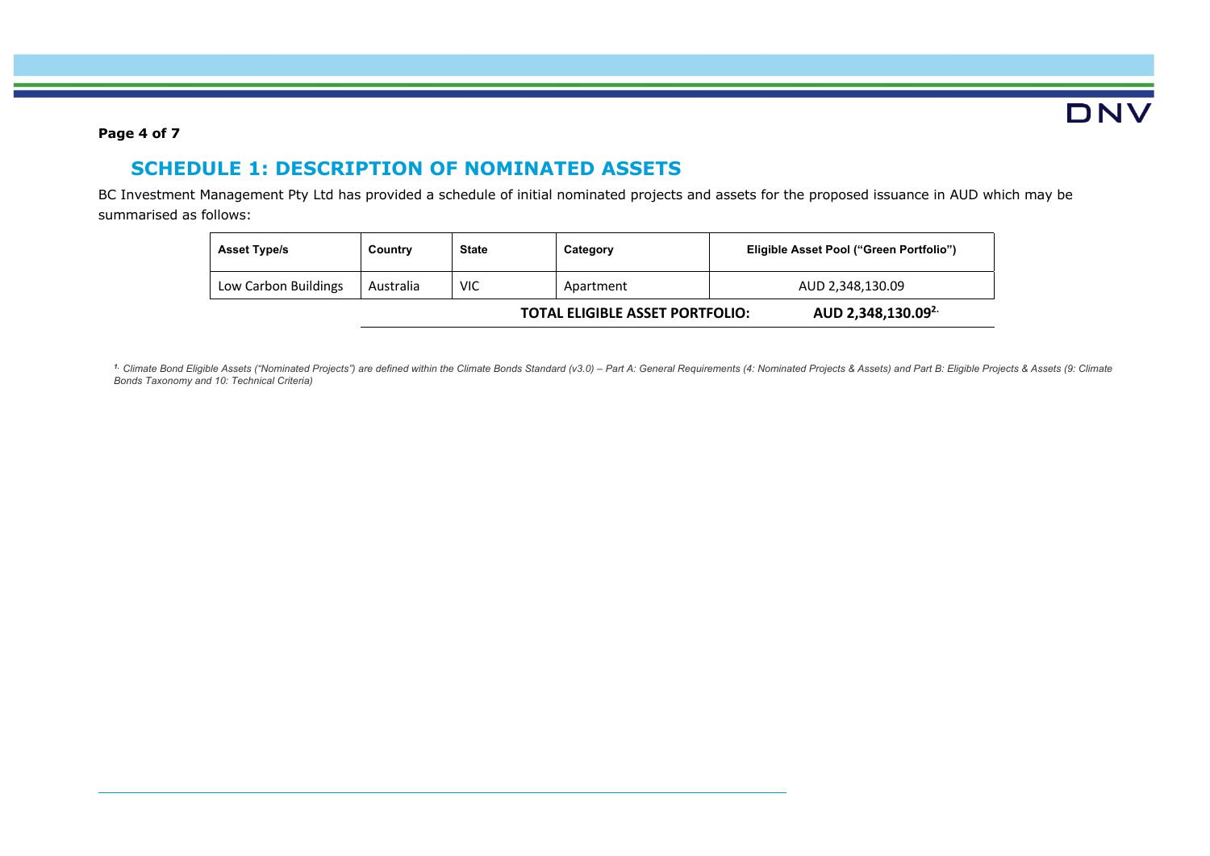# SCHEDULE 1: DESCRIPTION OF NOMINATED ASSETS

BC Investment Management Pty Ltd has provided a schedule of initial nominated projects and assets for the proposed issuance in AUD which may be summarised as follows:

| Asset Type/s | Country | State | Category | Eligible Asset Pool ("Green Portfolio") |
|---|---|---|---|---|
| Low Carbon Buildings | Australia | VIC | Apartment | AUD 2,348,130.09 |
| | | | **TOTAL ELIGIBLE ASSET PORTFOLIO:** | **AUD 2,348,130.09**[2.] |

*[1.] Climate Bond Eligible Assets ("Nominated Projects") are defined within the Climate Bonds Standard (v3.0) – Part A: General Requirements (4: Nominated Projects & Assets) and Part B: Eligible Projects & Assets (9: Climate Bonds Taxonomy and 10: Technical Criteria)*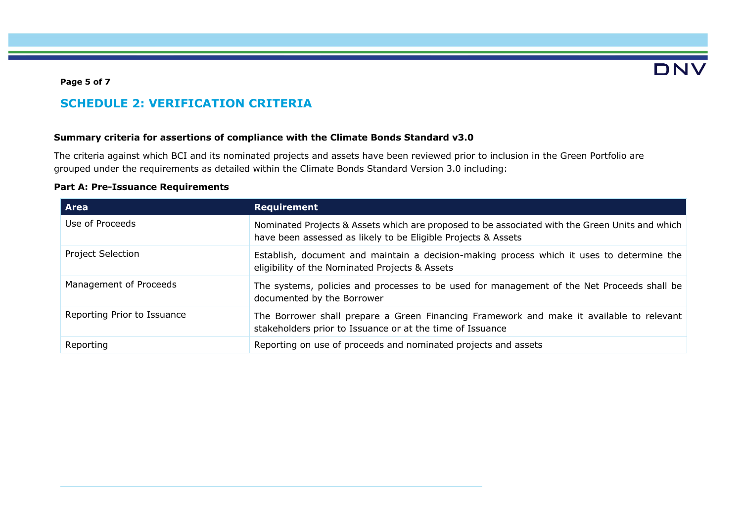## SCHEDULE 2: VERIFICATION CRITERIA

**Summary criteria for assertions of compliance with the Climate Bonds Standard v3.0**

The criteria against which BCI and its nominated projects and assets have been reviewed prior to inclusion in the Green Portfolio are grouped under the requirements as detailed within the Climate Bonds Standard Version 3.0 including:

**Part A: Pre-Issuance Requirements**

| Area | Requirement |
|---|---|
| Use of Proceeds | Nominated Projects & Assets which are proposed to be associated with the Green Units and which have been assessed as likely to be Eligible Projects & Assets |
| Project Selection | Establish, document and maintain a decision-making process which it uses to determine the eligibility of the Nominated Projects & Assets |
| Management of Proceeds | The systems, policies and processes to be used for management of the Net Proceeds shall be documented by the Borrower |
| Reporting Prior to Issuance | The Borrower shall prepare a Green Financing Framework and make it available to relevant stakeholders prior to Issuance or at the time of Issuance |
| Reporting | Reporting on use of proceeds and nominated projects and assets |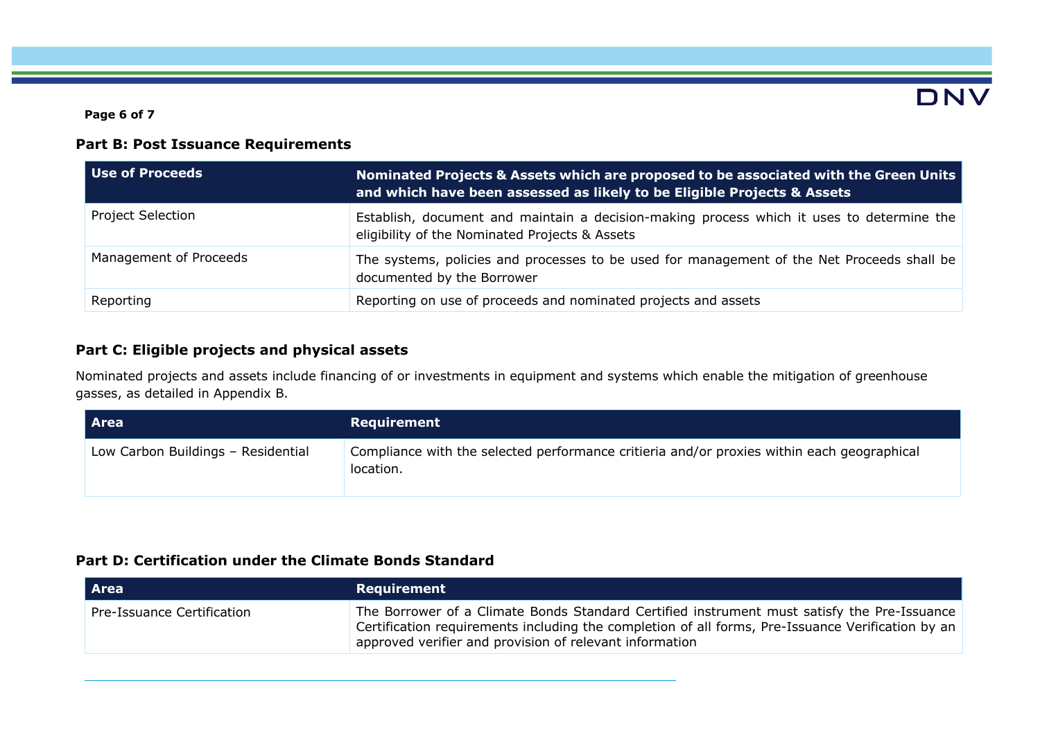## Part B: Post Issuance Requirements

| Use of Proceeds | Nominated Projects & Assets which are proposed to be associated with the Green Units and which have been assessed as likely to be Eligible Projects & Assets |
|---|---|
| Project Selection | Establish, document and maintain a decision-making process which it uses to determine the eligibility of the Nominated Projects & Assets |
| Management of Proceeds | The systems, policies and processes to be used for management of the Net Proceeds shall be documented by the Borrower |
| Reporting | Reporting on use of proceeds and nominated projects and assets |

## Part C: Eligible projects and physical assets

Nominated projects and assets include financing of or investments in equipment and systems which enable the mitigation of greenhouse gasses, as detailed in Appendix B.

| Area | Requirement |
|---|---|
| Low Carbon Buildings – Residential | Compliance with the selected performance critieria and/or proxies within each geographical location. |

## Part D: Certification under the Climate Bonds Standard

| Area | Requirement |
|---|---|
| Pre-Issuance Certification | The Borrower of a Climate Bonds Standard Certified instrument must satisfy the Pre-Issuance Certification requirements including the completion of all forms, Pre-Issuance Verification by an approved verifier and provision of relevant information |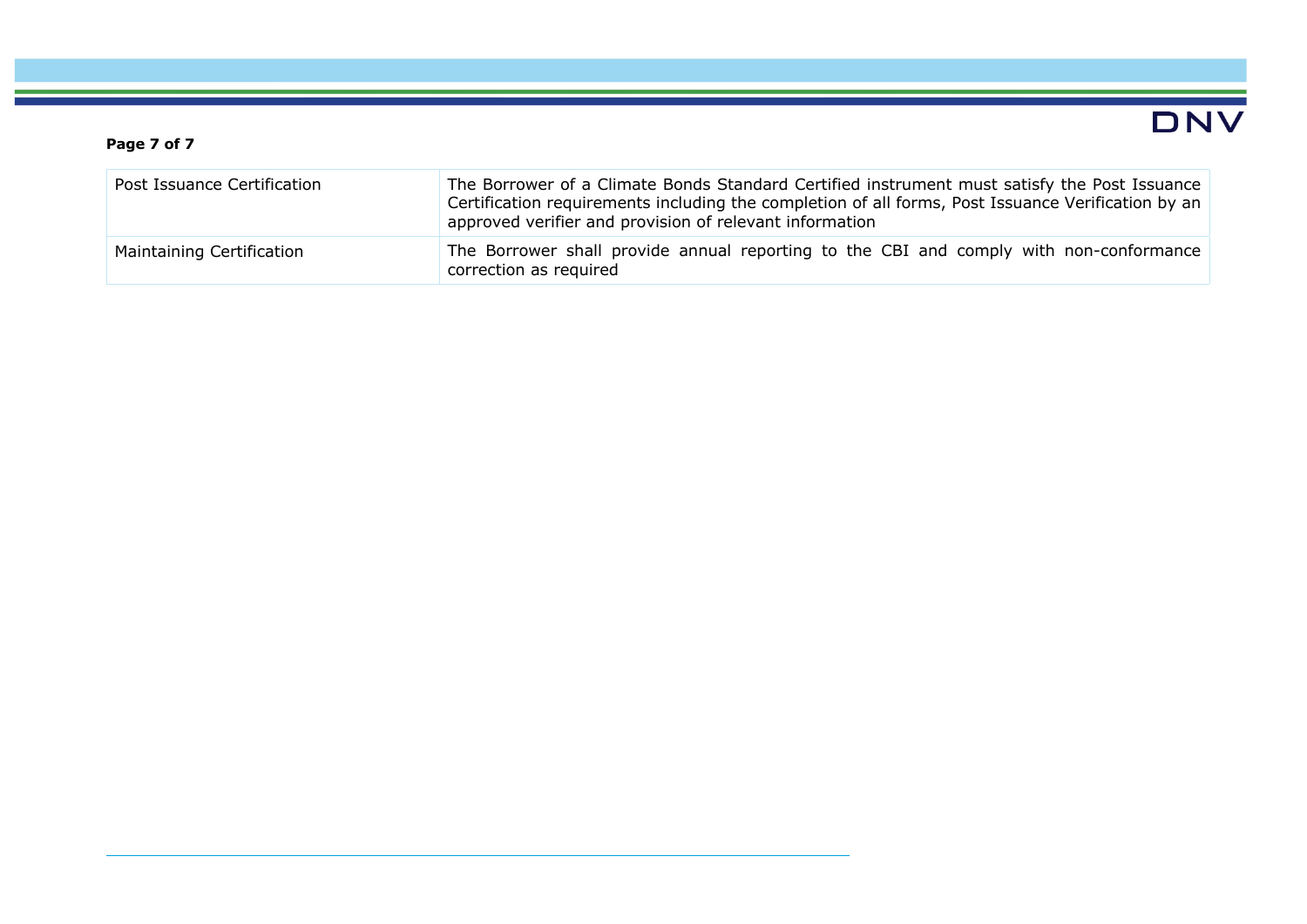| | |
|---|---|
| Post Issuance Certification | The Borrower of a Climate Bonds Standard Certified instrument must satisfy the Post Issuance Certification requirements including the completion of all forms, Post Issuance Verification by an approved verifier and provision of relevant information |
| Maintaining Certification | The Borrower shall provide annual reporting to the CBI and comply with non-conformance correction as required |